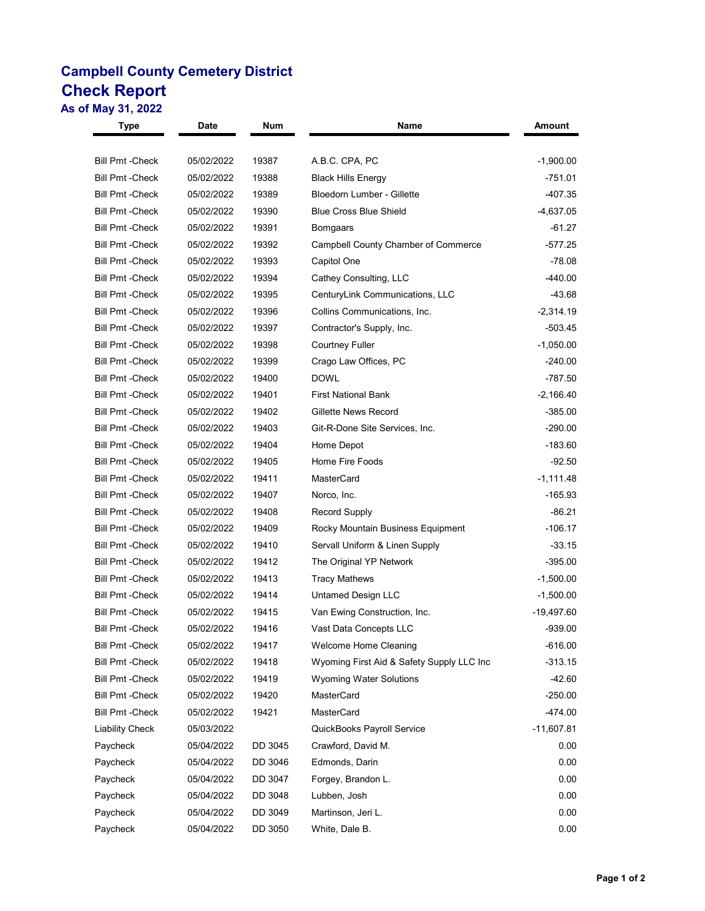# Campbell County Cemetery District

## Check Report

### As of May 31, 2022

| Type | Date | Num | Name | Amount |
|---|---|---|---|---|
| Bill Pmt -Check | 05/02/2022 | 19387 | A.B.C. CPA, PC | -1,900.00 |
| Bill Pmt -Check | 05/02/2022 | 19388 | Black Hills Energy | -751.01 |
| Bill Pmt -Check | 05/02/2022 | 19389 | Bloedorn Lumber - Gillette | -407.35 |
| Bill Pmt -Check | 05/02/2022 | 19390 | Blue Cross Blue Shield | -4,637.05 |
| Bill Pmt -Check | 05/02/2022 | 19391 | Bomgaars | -61.27 |
| Bill Pmt -Check | 05/02/2022 | 19392 | Campbell County Chamber of Commerce | -577.25 |
| Bill Pmt -Check | 05/02/2022 | 19393 | Capitol One | -78.08 |
| Bill Pmt -Check | 05/02/2022 | 19394 | Cathey Consulting, LLC | -440.00 |
| Bill Pmt -Check | 05/02/2022 | 19395 | CenturyLink Communications, LLC | -43.68 |
| Bill Pmt -Check | 05/02/2022 | 19396 | Collins Communications, Inc. | -2,314.19 |
| Bill Pmt -Check | 05/02/2022 | 19397 | Contractor's Supply, Inc. | -503.45 |
| Bill Pmt -Check | 05/02/2022 | 19398 | Courtney Fuller | -1,050.00 |
| Bill Pmt -Check | 05/02/2022 | 19399 | Crago Law Offices, PC | -240.00 |
| Bill Pmt -Check | 05/02/2022 | 19400 | DOWL | -787.50 |
| Bill Pmt -Check | 05/02/2022 | 19401 | First National Bank | -2,166.40 |
| Bill Pmt -Check | 05/02/2022 | 19402 | Gillette News Record | -385.00 |
| Bill Pmt -Check | 05/02/2022 | 19403 | Git-R-Done Site Services, Inc. | -290.00 |
| Bill Pmt -Check | 05/02/2022 | 19404 | Home Depot | -183.60 |
| Bill Pmt -Check | 05/02/2022 | 19405 | Home Fire Foods | -92.50 |
| Bill Pmt -Check | 05/02/2022 | 19411 | MasterCard | -1,111.48 |
| Bill Pmt -Check | 05/02/2022 | 19407 | Norco, Inc. | -165.93 |
| Bill Pmt -Check | 05/02/2022 | 19408 | Record Supply | -86.21 |
| Bill Pmt -Check | 05/02/2022 | 19409 | Rocky Mountain Business Equipment | -106.17 |
| Bill Pmt -Check | 05/02/2022 | 19410 | Servall Uniform & Linen Supply | -33.15 |
| Bill Pmt -Check | 05/02/2022 | 19412 | The Original YP Network | -395.00 |
| Bill Pmt -Check | 05/02/2022 | 19413 | Tracy Mathews | -1,500.00 |
| Bill Pmt -Check | 05/02/2022 | 19414 | Untamed Design LLC | -1,500.00 |
| Bill Pmt -Check | 05/02/2022 | 19415 | Van Ewing Construction, Inc. | -19,497.60 |
| Bill Pmt -Check | 05/02/2022 | 19416 | Vast Data Concepts LLC | -939.00 |
| Bill Pmt -Check | 05/02/2022 | 19417 | Welcome Home Cleaning | -616.00 |
| Bill Pmt -Check | 05/02/2022 | 19418 | Wyoming First Aid & Safety Supply LLC Inc | -313.15 |
| Bill Pmt -Check | 05/02/2022 | 19419 | Wyoming Water Solutions | -42.60 |
| Bill Pmt -Check | 05/02/2022 | 19420 | MasterCard | -250.00 |
| Bill Pmt -Check | 05/02/2022 | 19421 | MasterCard | -474.00 |
| Liability Check | 05/03/2022 | | QuickBooks Payroll Service | -11,607.81 |
| Paycheck | 05/04/2022 | DD 3045 | Crawford, David M. | 0.00 |
| Paycheck | 05/04/2022 | DD 3046 | Edmonds, Darin | 0.00 |
| Paycheck | 05/04/2022 | DD 3047 | Forgey, Brandon L. | 0.00 |
| Paycheck | 05/04/2022 | DD 3048 | Lubben, Josh | 0.00 |
| Paycheck | 05/04/2022 | DD 3049 | Martinson, Jeri L. | 0.00 |
| Paycheck | 05/04/2022 | DD 3050 | White, Dale B. | 0.00 |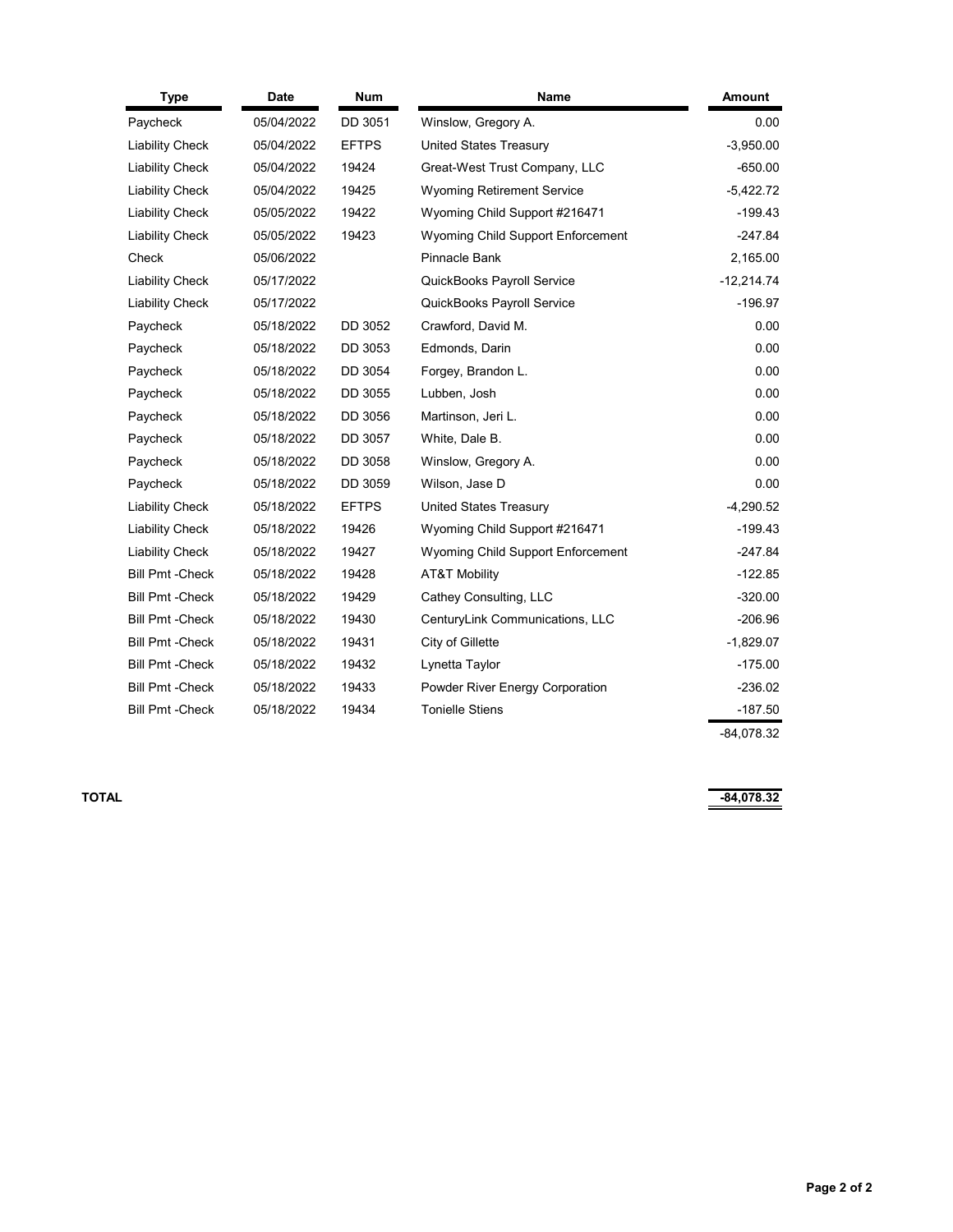| Type | Date | Num | Name | Amount |
|---|---|---|---|---|
| Paycheck | 05/04/2022 | DD 3051 | Winslow, Gregory A. | 0.00 |
| Liability Check | 05/04/2022 | EFTPS | United States Treasury | -3,950.00 |
| Liability Check | 05/04/2022 | 19424 | Great-West Trust Company, LLC | -650.00 |
| Liability Check | 05/04/2022 | 19425 | Wyoming Retirement Service | -5,422.72 |
| Liability Check | 05/05/2022 | 19422 | Wyoming Child Support #216471 | -199.43 |
| Liability Check | 05/05/2022 | 19423 | Wyoming Child Support Enforcement | -247.84 |
| Check | 05/06/2022 | | Pinnacle Bank | 2,165.00 |
| Liability Check | 05/17/2022 | | QuickBooks Payroll Service | -12,214.74 |
| Liability Check | 05/17/2022 | | QuickBooks Payroll Service | -196.97 |
| Paycheck | 05/18/2022 | DD 3052 | Crawford, David M. | 0.00 |
| Paycheck | 05/18/2022 | DD 3053 | Edmonds, Darin | 0.00 |
| Paycheck | 05/18/2022 | DD 3054 | Forgey, Brandon L. | 0.00 |
| Paycheck | 05/18/2022 | DD 3055 | Lubben, Josh | 0.00 |
| Paycheck | 05/18/2022 | DD 3056 | Martinson, Jeri L. | 0.00 |
| Paycheck | 05/18/2022 | DD 3057 | White, Dale B. | 0.00 |
| Paycheck | 05/18/2022 | DD 3058 | Winslow, Gregory A. | 0.00 |
| Paycheck | 05/18/2022 | DD 3059 | Wilson, Jase D | 0.00 |
| Liability Check | 05/18/2022 | EFTPS | United States Treasury | -4,290.52 |
| Liability Check | 05/18/2022 | 19426 | Wyoming Child Support #216471 | -199.43 |
| Liability Check | 05/18/2022 | 19427 | Wyoming Child Support Enforcement | -247.84 |
| Bill Pmt -Check | 05/18/2022 | 19428 | AT&T Mobility | -122.85 |
| Bill Pmt -Check | 05/18/2022 | 19429 | Cathey Consulting, LLC | -320.00 |
| Bill Pmt -Check | 05/18/2022 | 19430 | CenturyLink Communications, LLC | -206.96 |
| Bill Pmt -Check | 05/18/2022 | 19431 | City of Gillette | -1,829.07 |
| Bill Pmt -Check | 05/18/2022 | 19432 | Lynetta Taylor | -175.00 |
| Bill Pmt -Check | 05/18/2022 | 19433 | Powder River Energy Corporation | -236.02 |
| Bill Pmt -Check | 05/18/2022 | 19434 | Tonielle Stiens | -187.50 |
| | | | | -84,078.32 |
| **TOTAL** | | | | **-84,078.32** |